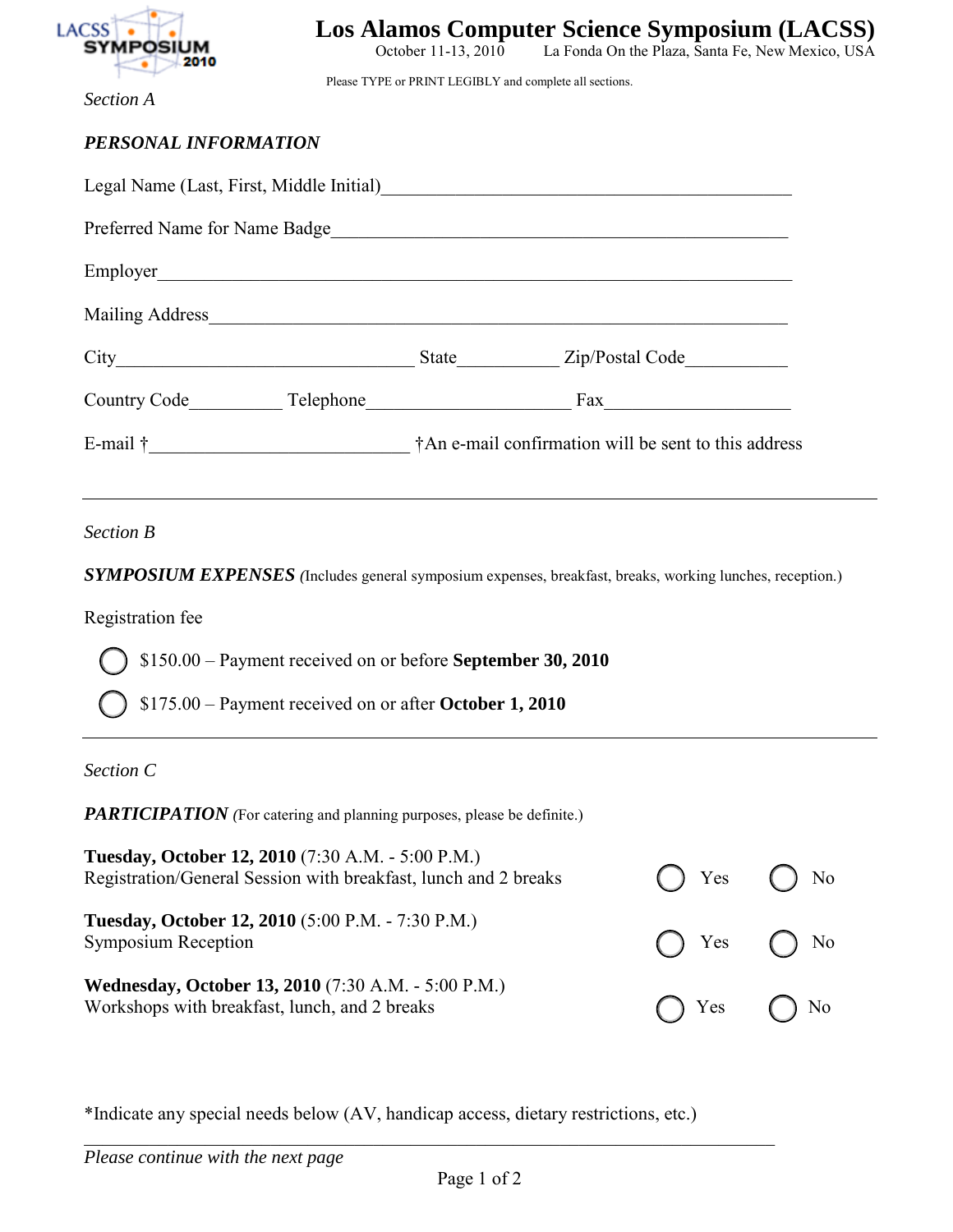# Los Alamos Computer Science Symposium (LACSS)

October 11-13, 2010 La Fonda On the Plaza, Santa Fe, New Mexico, USA

Please TYPE or PRINT LEGIBLY and complete all sections.

*Section A*

***PERSONAL INFORMATION***

Legal Name (Last, First, Middle Initial)_____________________________________________

Preferred Name for Name Badge_____________________________________________

Employer_____________________________________________

Mailing Address_____________________________________________

City________________________________ State___________ Zip/Postal Code___________

Country Code__________ Telephone______________________ Fax____________________

E-mail †____________________________ †An e-mail confirmation will be sent to this address

---

*Section B*

***SYMPOSIUM EXPENSES*** (Includes general symposium expenses, breakfast, breaks, working lunches, reception.)

Registration fee

◯ $150.00 – Payment received on or before **September 30, 2010**

◯ $175.00 – Payment received on or after **October 1, 2010**

---

*Section C*

***PARTICIPATION*** (For catering and planning purposes, please be definite.)

**Tuesday, October 12, 2010** (7:30 A.M. - 5:00 P.M.)
Registration/General Session with breakfast, lunch and 2 breaks ◯ Yes ◯ No

**Tuesday, October 12, 2010** (5:00 P.M. - 7:30 P.M.)
Symposium Reception ◯ Yes ◯ No

**Wednesday, October 13, 2010** (7:30 A.M. - 5:00 P.M.)
Workshops with breakfast, lunch, and 2 breaks ◯ Yes ◯ No

*Indicate any special needs below (AV, handicap access, dietary restrictions, etc.)

_____________________________________________

*Please continue with the next page*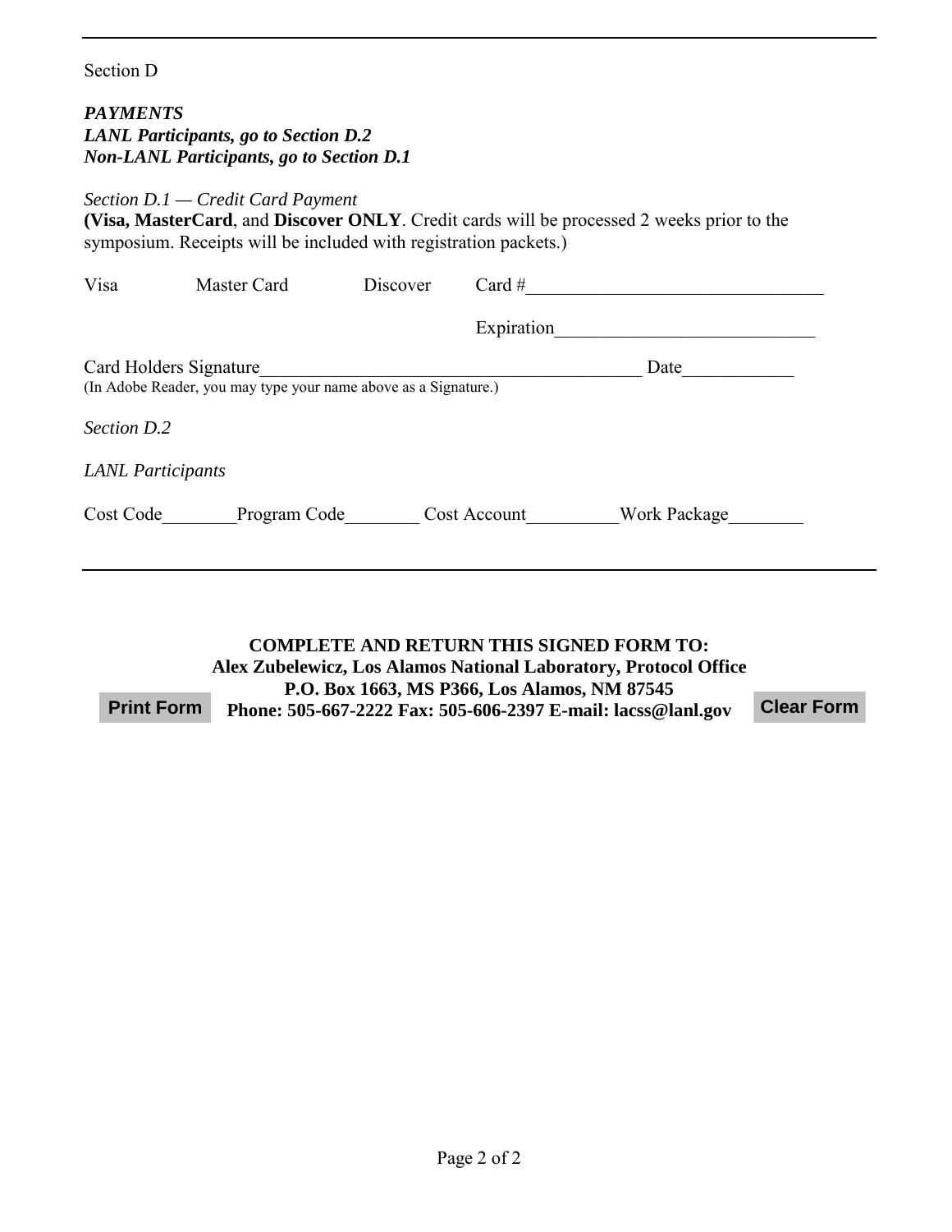Section D

***PAYMENTS***
***LANL Participants, go to Section D.2***
***Non-LANL Participants, go to Section D.1***

*Section D.1 — Credit Card Payment*
**(Visa, MasterCard**, and **Discover ONLY**. Credit cards will be processed 2 weeks prior to the symposium. Receipts will be included with registration packets.)

Visa Master Card Discover Card #________________________________

Expiration____________________________

Card Holders Signature__________________________________________ Date____________
(In Adobe Reader, you may type your name above as a Signature.)

*Section D.2*

*LANL Participants*

Cost Code________Program Code________ Cost Account__________Work Package________

**COMPLETE AND RETURN THIS SIGNED FORM TO:**
**Alex Zubelewicz, Los Alamos National Laboratory, Protocol Office**
**P.O. Box 1663, MS P366, Los Alamos, NM 87545**
**Phone: 505-667-2222 Fax: 505-606-2397 E-mail: lacss@lanl.gov**

Print Form Clear Form